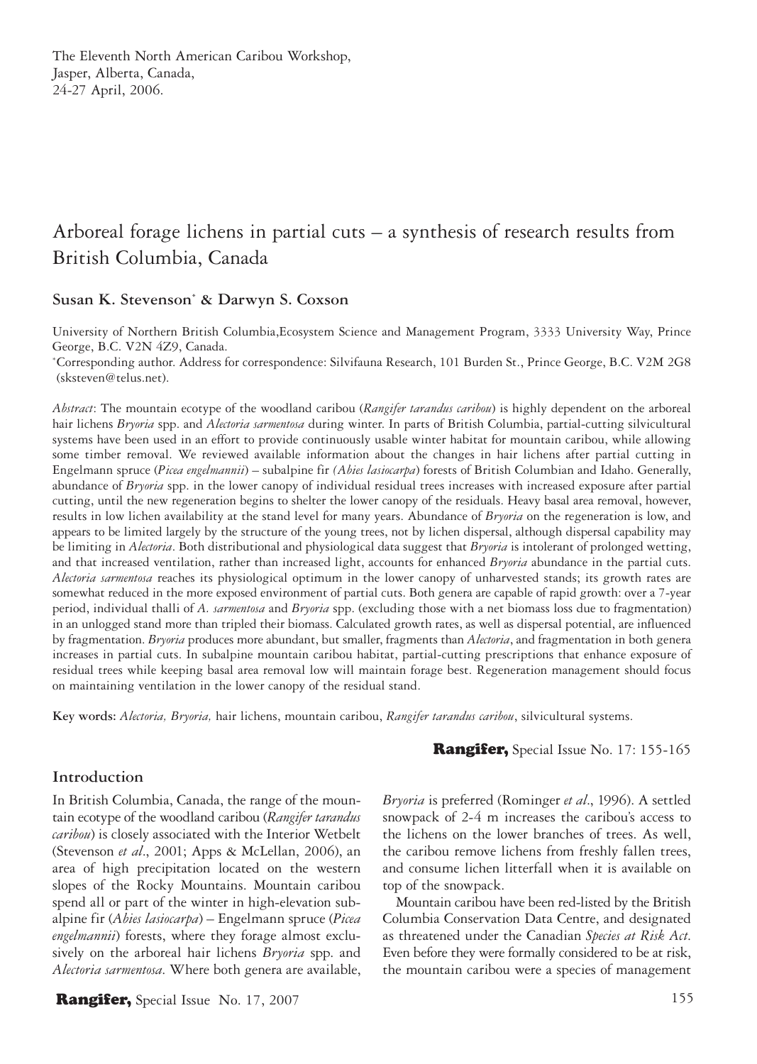The Eleventh North American Caribou Workshop,
Jasper, Alberta, Canada,
24-27 April, 2006.

# Arboreal forage lichens in partial cuts – a synthesis of research results from British Columbia, Canada

**Susan K. Stevenson[*] & Darwyn S. Coxson**

University of Northern British Columbia,Ecosystem Science and Management Program, 3333 University Way, Prince George, B.C. V2N 4Z9, Canada.
[*]Corresponding author. Address for correspondence: Silvifauna Research, 101 Burden St., Prince George, B.C. V2M 2G8 (sksteven@telus.net).

*Abstract*: The mountain ecotype of the woodland caribou (*Rangifer tarandus caribou*) is highly dependent on the arboreal hair lichens *Bryoria* spp. and *Alectoria sarmentosa* during winter. In parts of British Columbia, partial-cutting silvicultural systems have been used in an effort to provide continuously usable winter habitat for mountain caribou, while allowing some timber removal. We reviewed available information about the changes in hair lichens after partial cutting in Engelmann spruce (*Picea engelmannii*) – subalpine fir *(Abies lasiocarpa*) forests of British Columbian and Idaho. Generally, abundance of *Bryoria* spp. in the lower canopy of individual residual trees increases with increased exposure after partial cutting, until the new regeneration begins to shelter the lower canopy of the residuals. Heavy basal area removal, however, results in low lichen availability at the stand level for many years. Abundance of *Bryoria* on the regeneration is low, and appears to be limited largely by the structure of the young trees, not by lichen dispersal, although dispersal capability may be limiting in *Alectoria*. Both distributional and physiological data suggest that *Bryoria* is intolerant of prolonged wetting, and that increased ventilation, rather than increased light, accounts for enhanced *Bryoria* abundance in the partial cuts. *Alectoria sarmentosa* reaches its physiological optimum in the lower canopy of unharvested stands; its growth rates are somewhat reduced in the more exposed environment of partial cuts. Both genera are capable of rapid growth: over a 7-year period, individual thalli of *A. sarmentosa* and *Bryoria* spp. (excluding those with a net biomass loss due to fragmentation) in an unlogged stand more than tripled their biomass. Calculated growth rates, as well as dispersal potential, are influenced by fragmentation. *Bryoria* produces more abundant, but smaller, fragments than *Alectoria*, and fragmentation in both genera increases in partial cuts. In subalpine mountain caribou habitat, partial-cutting prescriptions that enhance exposure of residual trees while keeping basal area removal low will maintain forage best. Regeneration management should focus on maintaining ventilation in the lower canopy of the residual stand.

**Key words:** *Alectoria, Bryoria,* hair lichens, mountain caribou, *Rangifer tarandus caribou*, silvicultural systems.

## Introduction

In British Columbia, Canada, the range of the mountain ecotype of the woodland caribou (*Rangifer tarandus caribou*) is closely associated with the Interior Wetbelt (Stevenson *et al*., 2001; Apps & McLellan, 2006), an area of high precipitation located on the western slopes of the Rocky Mountains. Mountain caribou spend all or part of the winter in high-elevation subalpine fir (*Abies lasiocarpa*) – Engelmann spruce (*Picea engelmannii*) forests, where they forage almost exclusively on the arboreal hair lichens *Bryoria* spp. and *Alectoria sarmentosa*. Where both genera are available, *Bryoria* is preferred (Rominger *et al*., 1996). A settled snowpack of 2-4 m increases the caribou's access to the lichens on the lower branches of trees. As well, the caribou remove lichens from freshly fallen trees, and consume lichen litterfall when it is available on top of the snowpack.

Mountain caribou have been red-listed by the British Columbia Conservation Data Centre, and designated as threatened under the Canadian *Species at Risk Act*. Even before they were formally considered to be at risk, the mountain caribou were a species of management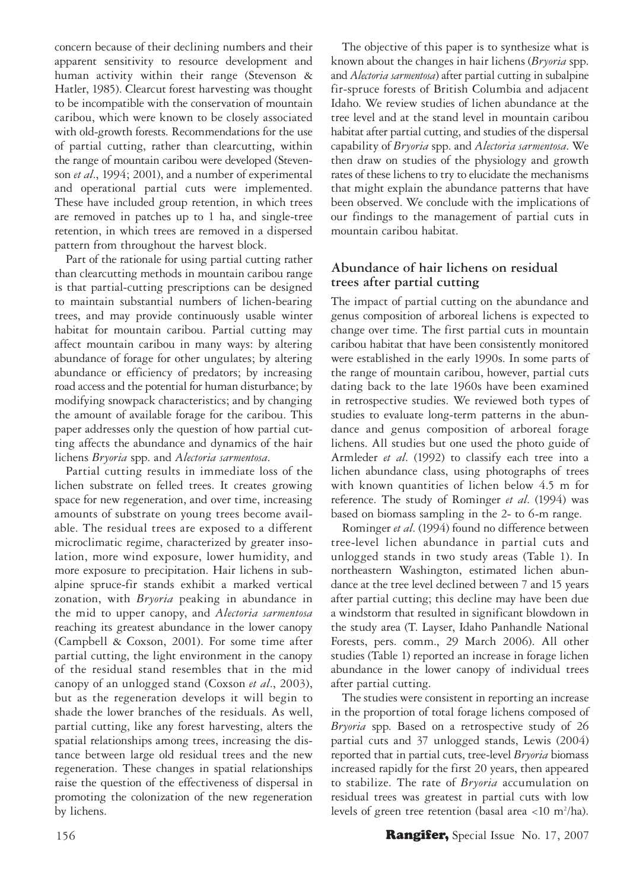concern because of their declining numbers and their apparent sensitivity to resource development and human activity within their range (Stevenson & Hatler, 1985). Clearcut forest harvesting was thought to be incompatible with the conservation of mountain caribou, which were known to be closely associated with old-growth forests. Recommendations for the use of partial cutting, rather than clearcutting, within the range of mountain caribou were developed (Stevenson *et al*., 1994; 2001), and a number of experimental and operational partial cuts were implemented. These have included group retention, in which trees are removed in patches up to 1 ha, and single-tree retention, in which trees are removed in a dispersed pattern from throughout the harvest block.

Part of the rationale for using partial cutting rather than clearcutting methods in mountain caribou range is that partial-cutting prescriptions can be designed to maintain substantial numbers of lichen-bearing trees, and may provide continuously usable winter habitat for mountain caribou. Partial cutting may affect mountain caribou in many ways: by altering abundance of forage for other ungulates; by altering abundance or efficiency of predators; by increasing road access and the potential for human disturbance; by modifying snowpack characteristics; and by changing the amount of available forage for the caribou. This paper addresses only the question of how partial cutting affects the abundance and dynamics of the hair lichens *Bryoria* spp. and *Alectoria sarmentosa*.

Partial cutting results in immediate loss of the lichen substrate on felled trees. It creates growing space for new regeneration, and over time, increasing amounts of substrate on young trees become available. The residual trees are exposed to a different microclimatic regime, characterized by greater insolation, more wind exposure, lower humidity, and more exposure to precipitation. Hair lichens in subalpine spruce-fir stands exhibit a marked vertical zonation, with *Bryoria* peaking in abundance in the mid to upper canopy, and *Alectoria sarmentosa* reaching its greatest abundance in the lower canopy (Campbell & Coxson, 2001). For some time after partial cutting, the light environment in the canopy of the residual stand resembles that in the mid canopy of an unlogged stand (Coxson *et al*., 2003), but as the regeneration develops it will begin to shade the lower branches of the residuals. As well, partial cutting, like any forest harvesting, alters the spatial relationships among trees, increasing the distance between large old residual trees and the new regeneration. These changes in spatial relationships raise the question of the effectiveness of dispersal in promoting the colonization of the new regeneration by lichens.

The objective of this paper is to synthesize what is known about the changes in hair lichens (*Bryoria* spp. and *Alectoria sarmentosa*) after partial cutting in subalpine fir-spruce forests of British Columbia and adjacent Idaho. We review studies of lichen abundance at the tree level and at the stand level in mountain caribou habitat after partial cutting, and studies of the dispersal capability of *Bryoria* spp. and *Alectoria sarmentosa*. We then draw on studies of the physiology and growth rates of these lichens to try to elucidate the mechanisms that might explain the abundance patterns that have been observed. We conclude with the implications of our findings to the management of partial cuts in mountain caribou habitat.

## Abundance of hair lichens on residual trees after partial cutting

The impact of partial cutting on the abundance and genus composition of arboreal lichens is expected to change over time. The first partial cuts in mountain caribou habitat that have been consistently monitored were established in the early 1990s. In some parts of the range of mountain caribou, however, partial cuts dating back to the late 1960s have been examined in retrospective studies. We reviewed both types of studies to evaluate long-term patterns in the abundance and genus composition of arboreal forage lichens. All studies but one used the photo guide of Armleder *et al*. (1992) to classify each tree into a lichen abundance class, using photographs of trees with known quantities of lichen below 4.5 m for reference. The study of Rominger *et al*. (1994) was based on biomass sampling in the 2- to 6-m range.

Rominger *et al*. (1994) found no difference between tree-level lichen abundance in partial cuts and unlogged stands in two study areas (Table 1). In northeastern Washington, estimated lichen abundance at the tree level declined between 7 and 15 years after partial cutting; this decline may have been due a windstorm that resulted in significant blowdown in the study area (T. Layser, Idaho Panhandle National Forests, pers. comm., 29 March 2006). All other studies (Table 1) reported an increase in forage lichen abundance in the lower canopy of individual trees after partial cutting.

The studies were consistent in reporting an increase in the proportion of total forage lichens composed of *Bryoria* spp. Based on a retrospective study of 26 partial cuts and 37 unlogged stands, Lewis (2004) reported that in partial cuts, tree-level *Bryoria* biomass increased rapidly for the first 20 years, then appeared to stabilize. The rate of *Bryoria* accumulation on residual trees was greatest in partial cuts with low levels of green tree retention (basal area <10 $m^2$/ha).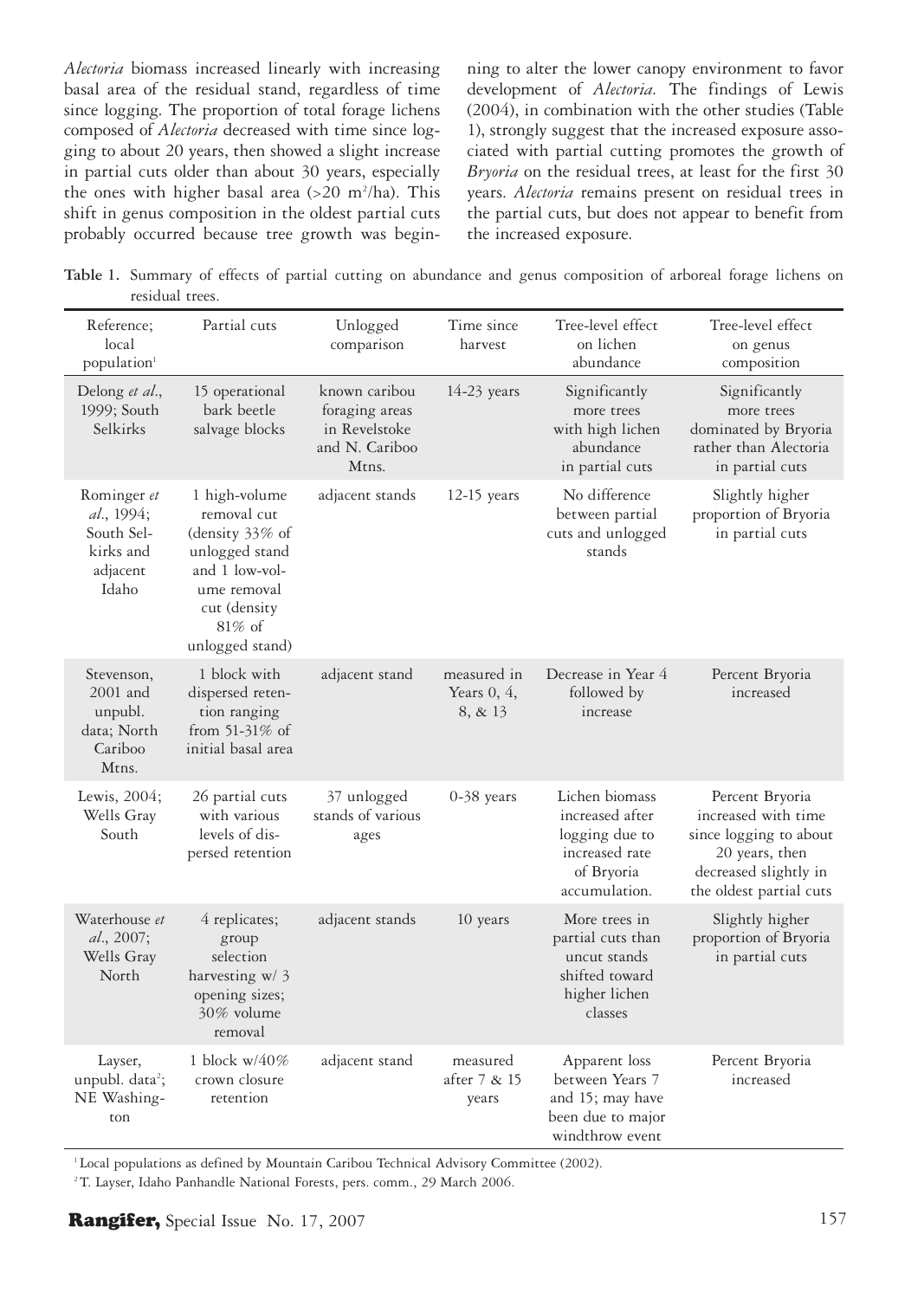*Alectoria* biomass increased linearly with increasing basal area of the residual stand, regardless of time since logging. The proportion of total forage lichens composed of *Alectoria* decreased with time since logging to about 20 years, then showed a slight increase in partial cuts older than about 30 years, especially the ones with higher basal area (>20 $m^2$/ha). This shift in genus composition in the oldest partial cuts probably occurred because tree growth was beginning to alter the lower canopy environment to favor development of *Alectoria.* The findings of Lewis (2004), in combination with the other studies (Table 1), strongly suggest that the increased exposure associated with partial cutting promotes the growth of *Bryoria* on the residual trees, at least for the first 30 years. *Alectoria* remains present on residual trees in the partial cuts, but does not appear to benefit from the increased exposure.

**Table 1.** Summary of effects of partial cutting on abundance and genus composition of arboreal forage lichens on residual trees.

| Reference; local population[1] | Partial cuts | Unlogged comparison | Time since harvest | Tree-level effect on lichen abundance | Tree-level effect on genus composition |
|---|---|---|---|---|---|
| Delong *et al*., 1999; South Selkirks | 15 operational bark beetle salvage blocks | known caribou foraging areas in Revelstoke and N. Cariboo Mtns. | 14-23 years | Significantly more trees with high lichen abundance in partial cuts | Significantly more trees dominated by Bryoria rather than Alectoria in partial cuts |
| Rominger *et al*., 1994; South Selkirks and adjacent Idaho | 1 high-volume removal cut (density 33% of unlogged stand and 1 low-volume removal cut (density 81% of unlogged stand) | adjacent stands | 12-15 years | No difference between partial cuts and unlogged stands | Slightly higher proportion of Bryoria in partial cuts |
| Stevenson, 2001 and unpubl. data; North Cariboo Mtns. | 1 block with dispersed retention ranging from 51-31% of initial basal area | adjacent stand | measured in Years 0, 4, 8, & 13 | Decrease in Year 4 followed by increase | Percent Bryoria increased |
| Lewis, 2004; Wells Gray South | 26 partial cuts with various levels of dispersed retention | 37 unlogged stands of various ages | 0-38 years | Lichen biomass increased after logging due to increased rate of Bryoria accumulation. | Percent Bryoria increased with time since logging to about 20 years, then decreased slightly in the oldest partial cuts |
| Waterhouse *et al*., 2007; Wells Gray North | 4 replicates; group selection harvesting w/ 3 opening sizes; 30% volume removal | adjacent stands | 10 years | More trees in partial cuts than uncut stands shifted toward higher lichen classes | Slightly higher proportion of Bryoria in partial cuts |
| Layser, unpubl. data[2]; NE Washington | 1 block w/40% crown closure retention | adjacent stand | measured after 7 & 15 years | Apparent loss between Years 7 and 15; may have been due to major windthrow event | Percent Bryoria increased |

[1] Local populations as defined by Mountain Caribou Technical Advisory Committee (2002).

[2] T. Layser, Idaho Panhandle National Forests, pers. comm., 29 March 2006.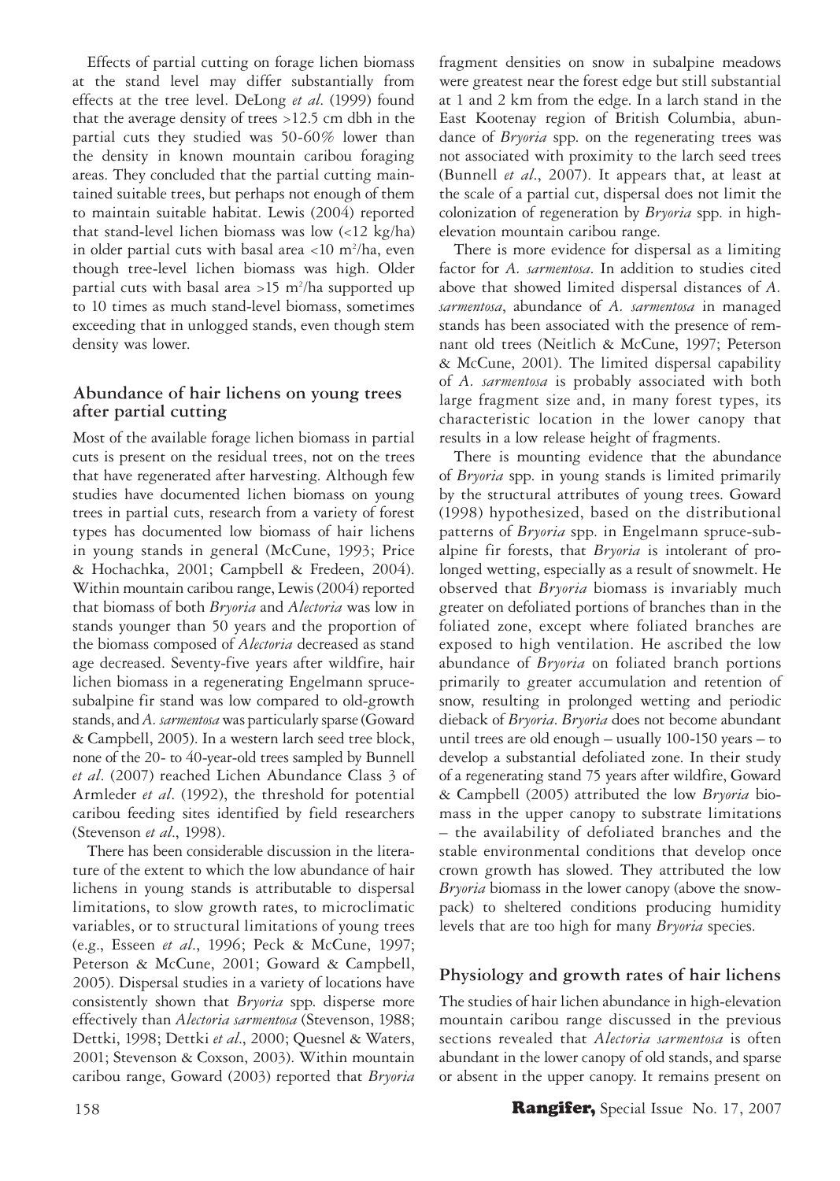Effects of partial cutting on forage lichen biomass at the stand level may differ substantially from effects at the tree level. DeLong *et al*. (1999) found that the average density of trees >12.5 cm dbh in the partial cuts they studied was 50-60% lower than the density in known mountain caribou foraging areas. They concluded that the partial cutting maintained suitable trees, but perhaps not enough of them to maintain suitable habitat. Lewis (2004) reported that stand-level lichen biomass was low (<12 kg/ha) in older partial cuts with basal area <10 $m^2$/ha, even though tree-level lichen biomass was high. Older partial cuts with basal area >15 $m^2$/ha supported up to 10 times as much stand-level biomass, sometimes exceeding that in unlogged stands, even though stem density was lower.

## Abundance of hair lichens on young trees after partial cutting

Most of the available forage lichen biomass in partial cuts is present on the residual trees, not on the trees that have regenerated after harvesting. Although few studies have documented lichen biomass on young trees in partial cuts, research from a variety of forest types has documented low biomass of hair lichens in young stands in general (McCune, 1993; Price & Hochachka, 2001; Campbell & Fredeen, 2004). Within mountain caribou range, Lewis (2004) reported that biomass of both *Bryoria* and *Alectoria* was low in stands younger than 50 years and the proportion of the biomass composed of *Alectoria* decreased as stand age decreased. Seventy-five years after wildfire, hair lichen biomass in a regenerating Engelmann spruce-subalpine fir stand was low compared to old-growth stands, and *A. sarmentosa* was particularly sparse (Goward & Campbell, 2005). In a western larch seed tree block, none of the 20- to 40-year-old trees sampled by Bunnell *et al*. (2007) reached Lichen Abundance Class 3 of Armleder *et al*. (1992), the threshold for potential caribou feeding sites identified by field researchers (Stevenson *et al*., 1998).

There has been considerable discussion in the literature of the extent to which the low abundance of hair lichens in young stands is attributable to dispersal limitations, to slow growth rates, to microclimatic variables, or to structural limitations of young trees (e.g., Esseen *et al*., 1996; Peck & McCune, 1997; Peterson & McCune, 2001; Goward & Campbell, 2005). Dispersal studies in a variety of locations have consistently shown that *Bryoria* spp. disperse more effectively than *Alectoria sarmentosa* (Stevenson, 1988; Dettki, 1998; Dettki *et al*., 2000; Quesnel & Waters, 2001; Stevenson & Coxson, 2003). Within mountain caribou range, Goward (2003) reported that *Bryoria* fragment densities on snow in subalpine meadows were greatest near the forest edge but still substantial at 1 and 2 km from the edge. In a larch stand in the East Kootenay region of British Columbia, abundance of *Bryoria* spp. on the regenerating trees was not associated with proximity to the larch seed trees (Bunnell *et al*., 2007). It appears that, at least at the scale of a partial cut, dispersal does not limit the colonization of regeneration by *Bryoria* spp. in high-elevation mountain caribou range.

There is more evidence for dispersal as a limiting factor for *A. sarmentosa*. In addition to studies cited above that showed limited dispersal distances of *A. sarmentosa*, abundance of *A. sarmentosa* in managed stands has been associated with the presence of remnant old trees (Neitlich & McCune, 1997; Peterson & McCune, 2001). The limited dispersal capability of *A. sarmentosa* is probably associated with both large fragment size and, in many forest types, its characteristic location in the lower canopy that results in a low release height of fragments.

There is mounting evidence that the abundance of *Bryoria* spp. in young stands is limited primarily by the structural attributes of young trees. Goward (1998) hypothesized, based on the distributional patterns of *Bryoria* spp. in Engelmann spruce-subalpine fir forests, that *Bryoria* is intolerant of prolonged wetting, especially as a result of snowmelt. He observed that *Bryoria* biomass is invariably much greater on defoliated portions of branches than in the foliated zone, except where foliated branches are exposed to high ventilation. He ascribed the low abundance of *Bryoria* on foliated branch portions primarily to greater accumulation and retention of snow, resulting in prolonged wetting and periodic dieback of *Bryoria*. *Bryoria* does not become abundant until trees are old enough – usually 100-150 years – to develop a substantial defoliated zone. In their study of a regenerating stand 75 years after wildfire, Goward & Campbell (2005) attributed the low *Bryoria* biomass in the upper canopy to substrate limitations – the availability of defoliated branches and the stable environmental conditions that develop once crown growth has slowed. They attributed the low *Bryoria* biomass in the lower canopy (above the snowpack) to sheltered conditions producing humidity levels that are too high for many *Bryoria* species.

## Physiology and growth rates of hair lichens

The studies of hair lichen abundance in high-elevation mountain caribou range discussed in the previous sections revealed that *Alectoria sarmentosa* is often abundant in the lower canopy of old stands, and sparse or absent in the upper canopy. It remains present on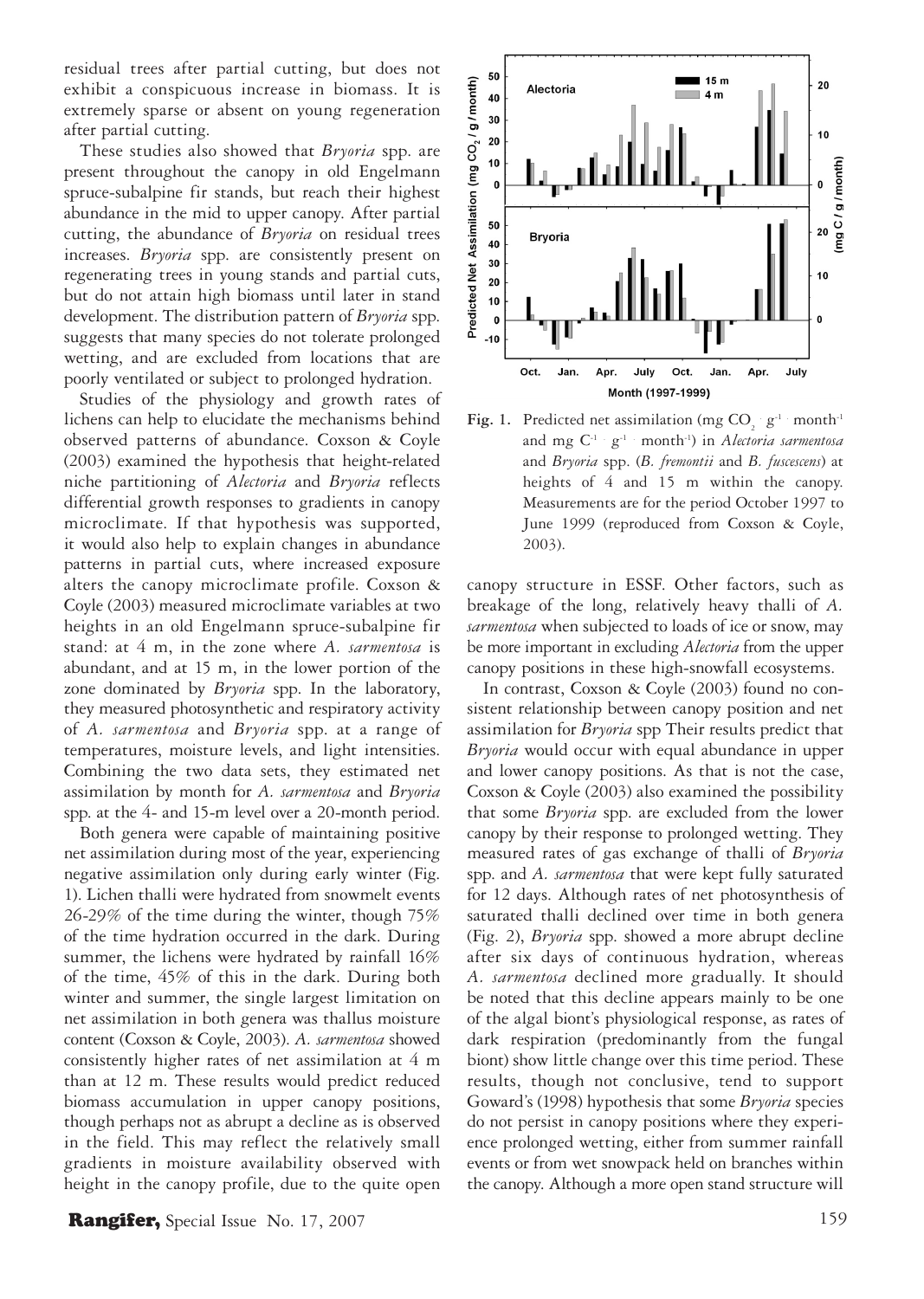residual trees after partial cutting, but does not exhibit a conspicuous increase in biomass. It is extremely sparse or absent on young regeneration after partial cutting.

These studies also showed that *Bryoria* spp. are present throughout the canopy in old Engelmann spruce-subalpine fir stands, but reach their highest abundance in the mid to upper canopy. After partial cutting, the abundance of *Bryoria* on residual trees increases. *Bryoria* spp. are consistently present on regenerating trees in young stands and partial cuts, but do not attain high biomass until later in stand development. The distribution pattern of *Bryoria* spp. suggests that many species do not tolerate prolonged wetting, and are excluded from locations that are poorly ventilated or subject to prolonged hydration.

Studies of the physiology and growth rates of lichens can help to elucidate the mechanisms behind observed patterns of abundance. Coxson & Coyle (2003) examined the hypothesis that height-related niche partitioning of *Alectoria* and *Bryoria* reflects differential growth responses to gradients in canopy microclimate. If that hypothesis was supported, it would also help to explain changes in abundance patterns in partial cuts, where increased exposure alters the canopy microclimate profile. Coxson & Coyle (2003) measured microclimate variables at two heights in an old Engelmann spruce-subalpine fir stand: at 4 m, in the zone where *A. sarmentosa* is abundant, and at 15 m, in the lower portion of the zone dominated by *Bryoria* spp. In the laboratory, they measured photosynthetic and respiratory activity of *A. sarmentosa* and *Bryoria* spp. at a range of temperatures, moisture levels, and light intensities. Combining the two data sets, they estimated net assimilation by month for *A. sarmentosa* and *Bryoria* spp. at the 4- and 15-m level over a 20-month period.

Both genera were capable of maintaining positive net assimilation during most of the year, experiencing negative assimilation only during early winter (Fig. 1). Lichen thalli were hydrated from snowmelt events 26-29% of the time during the winter, though 75% of the time hydration occurred in the dark. During summer, the lichens were hydrated by rainfall 16% of the time, 45% of this in the dark. During both winter and summer, the single largest limitation on net assimilation in both genera was thallus moisture content (Coxson & Coyle, 2003). *A. sarmentosa* showed consistently higher rates of net assimilation at 4 m than at 12 m. These results would predict reduced biomass accumulation in upper canopy positions, though perhaps not as abrupt a decline as is observed in the field. This may reflect the relatively small gradients in moisture availability observed with height in the canopy profile, due to the quite open canopy structure in ESSF. Other factors, such as breakage of the long, relatively heavy thalli of *A. sarmentosa* when subjected to loads of ice or snow, may be more important in excluding *Alectoria* from the upper canopy positions in these high-snowfall ecosystems.

**Fig. 1.** Predicted net assimilation (mg $CO_2$ · $g^{-1}$ · $month^{-1}$ and mg $C^{-1}$ · $g^{-1}$ · $month^{-1}$) in *Alectoria sarmentosa* and *Bryoria* spp. (*B. fremontii* and *B. fuscescens*) at heights of 4 and 15 m within the canopy. Measurements are for the period October 1997 to June 1999 (reproduced from Coxson & Coyle, 2003).

In contrast, Coxson & Coyle (2003) found no consistent relationship between canopy position and net assimilation for *Bryoria* spp Their results predict that *Bryoria* would occur with equal abundance in upper and lower canopy positions. As that is not the case, Coxson & Coyle (2003) also examined the possibility that some *Bryoria* spp. are excluded from the lower canopy by their response to prolonged wetting. They measured rates of gas exchange of thalli of *Bryoria* spp. and *A. sarmentosa* that were kept fully saturated for 12 days. Although rates of net photosynthesis of saturated thalli declined over time in both genera (Fig. 2), *Bryoria* spp. showed a more abrupt decline after six days of continuous hydration, whereas *A. sarmentosa* declined more gradually. It should be noted that this decline appears mainly to be one of the algal biont's physiological response, as rates of dark respiration (predominantly from the fungal biont) show little change over this time period. These results, though not conclusive, tend to support Goward's (1998) hypothesis that some *Bryoria* species do not persist in canopy positions where they experience prolonged wetting, either from summer rainfall events or from wet snowpack held on branches within the canopy. Although a more open stand structure will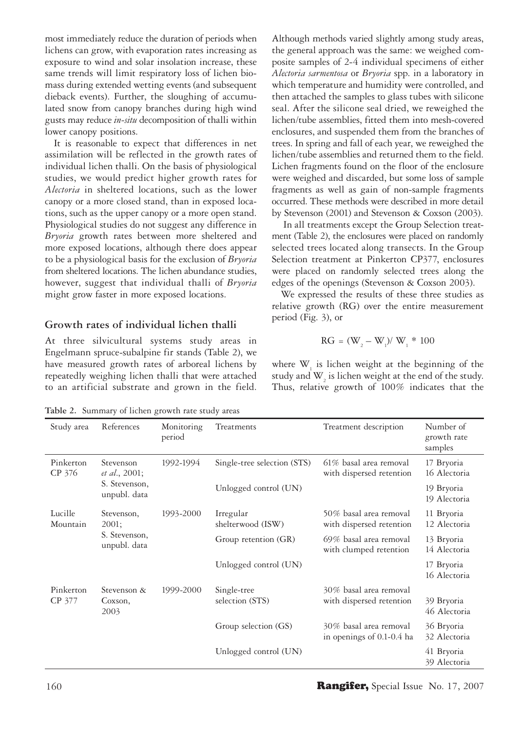most immediately reduce the duration of periods when lichens can grow, with evaporation rates increasing as exposure to wind and solar insolation increase, these same trends will limit respiratory loss of lichen biomass during extended wetting events (and subsequent dieback events). Further, the sloughing of accumulated snow from canopy branches during high wind gusts may reduce *in-situ* decomposition of thalli within lower canopy positions.

It is reasonable to expect that differences in net assimilation will be reflected in the growth rates of individual lichen thalli. On the basis of physiological studies, we would predict higher growth rates for *Alectoria* in sheltered locations, such as the lower canopy or a more closed stand, than in exposed locations, such as the upper canopy or a more open stand. Physiological studies do not suggest any difference in *Bryoria* growth rates between more sheltered and more exposed locations, although there does appear to be a physiological basis for the exclusion of *Bryoria* from sheltered locations. The lichen abundance studies, however, suggest that individual thalli of *Bryoria* might grow faster in more exposed locations.

## Growth rates of individual lichen thalli

At three silvicultural systems study areas in Engelmann spruce-subalpine fir stands (Table 2), we have measured growth rates of arboreal lichens by repeatedly weighing lichen thalli that were attached to an artificial substrate and grown in the field. Although methods varied slightly among study areas, the general approach was the same: we weighed composite samples of 2-4 individual specimens of either *Alectoria sarmentosa* or *Bryoria* spp. in a laboratory in which temperature and humidity were controlled, and then attached the samples to glass tubes with silicone seal. After the silicone seal dried, we reweighed the lichen/tube assemblies, fitted them into mesh-covered enclosures, and suspended them from the branches of trees. In spring and fall of each year, we reweighed the lichen/tube assemblies and returned them to the field. Lichen fragments found on the floor of the enclosure were weighed and discarded, but some loss of sample fragments as well as gain of non-sample fragments occurred. These methods were described in more detail by Stevenson (2001) and Stevenson & Coxson (2003).

In all treatments except the Group Selection treatment (Table 2), the enclosures were placed on randomly selected trees located along transects. In the Group Selection treatment at Pinkerton CP377, enclosures were placed on randomly selected trees along the edges of the openings (Stevenson & Coxson 2003).

We expressed the results of these three studies as relative growth (RG) over the entire measurement period (Fig. 3), or

$$RG = (W_2 - W_1)/ W_1 * 100$$

where $W_1$ is lichen weight at the beginning of the study and $W_2$ is lichen weight at the end of the study. Thus, relative growth of 100% indicates that the

**Table 2.** Summary of lichen growth rate study areas

| Study area | References | Monitoring period | Treatments | Treatment description | Number of growth rate samples |
|---|---|---|---|---|---|
| Pinkerton CP 376 | Stevenson *et al.*, 2001; S. Stevenson, unpubl. data | 1992-1994 | Single-tree selection (STS) | 61% basal area removal with dispersed retention | 17 Bryoria<br>16 Alectoria |
| | | | Unlogged control (UN) | | 19 Bryoria<br>19 Alectoria |
| Lucille Mountain | Stevenson, 2001; S. Stevenson, unpubl. data | 1993-2000 | Irregular shelterwood (ISW) | 50% basal area removal with dispersed retention | 11 Bryoria<br>12 Alectoria |
| | | | Group retention (GR) | 69% basal area removal with clumped retention | 13 Bryoria<br>14 Alectoria |
| | | | Unlogged control (UN) | | 17 Bryoria<br>16 Alectoria |
| Pinkerton CP 377 | Stevenson & Coxson, 2003 | 1999-2000 | Single-tree selection (STS) | 30% basal area removal with dispersed retention | 39 Bryoria<br>46 Alectoria |
| | | | Group selection (GS) | 30% basal area removal in openings of 0.1-0.4 ha | 36 Bryoria<br>32 Alectoria |
| | | | Unlogged control (UN) | | 41 Bryoria<br>39 Alectoria |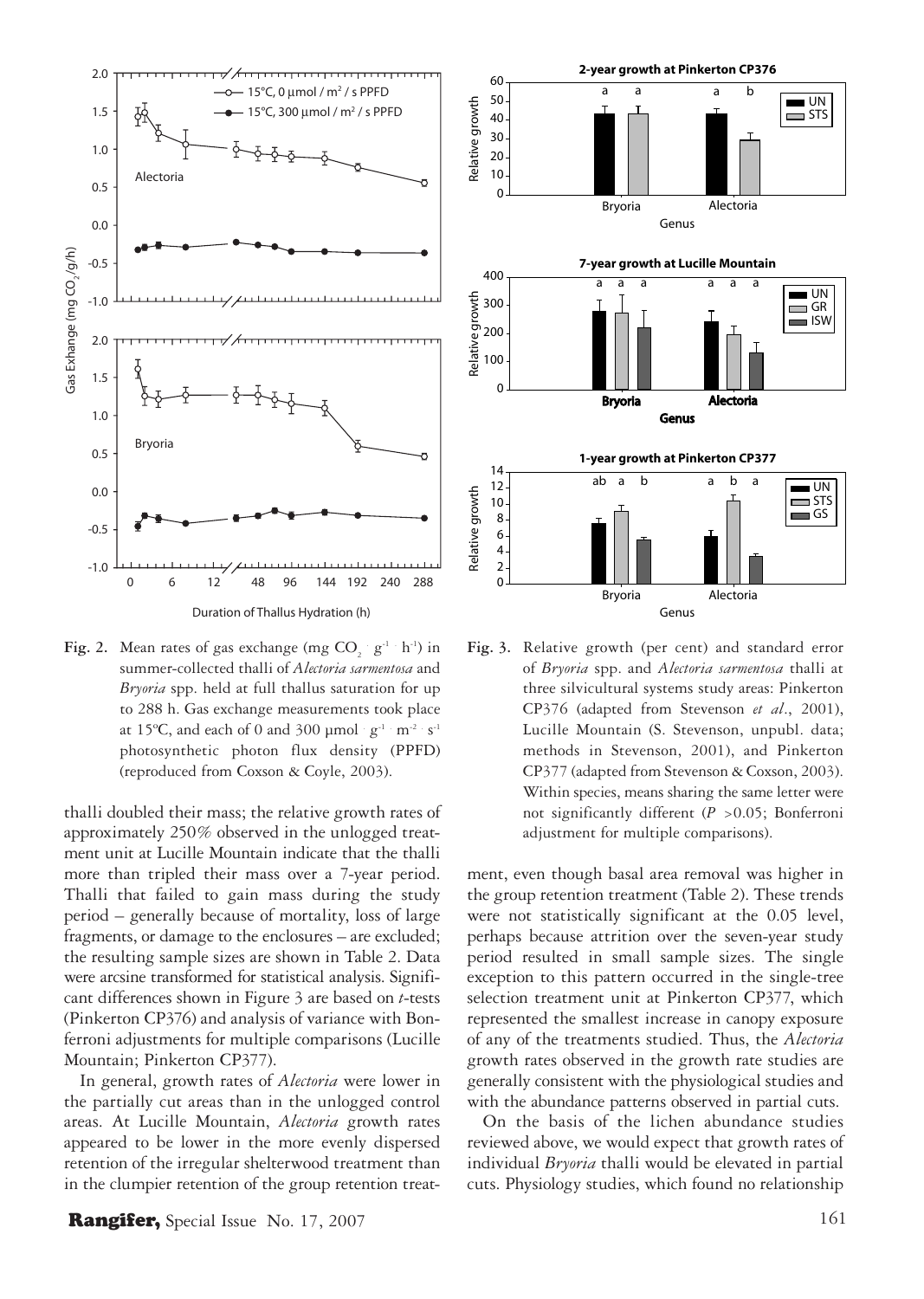**Fig. 2.** Mean rates of gas exchange (mg $CO_2 \cdot g^{-1} \cdot h^{-1}$) in summer-collected thalli of *Alectoria sarmentosa* and *Bryoria* spp. held at full thallus saturation for up to 288 h. Gas exchange measurements took place at 15ºC, and each of 0 and 300 µmol $\cdot g^{-1} \cdot m^{-2} \cdot s^{-1}$ photosynthetic photon flux density (PPFD) (reproduced from Coxson & Coyle, 2003).

**Fig. 3.** Relative growth (per cent) and standard error of *Bryoria* spp. and *Alectoria sarmentosa* thalli at three silvicultural systems study areas: Pinkerton CP376 (adapted from Stevenson *et al*., 2001), Lucille Mountain (S. Stevenson, unpubl. data; methods in Stevenson, 2001), and Pinkerton CP377 (adapted from Stevenson & Coxson, 2003). Within species, means sharing the same letter were not significantly different ($P > 0.05$; Bonferroni adjustment for multiple comparisons).

thalli doubled their mass; the relative growth rates of approximately 250% observed in the unlogged treatment unit at Lucille Mountain indicate that the thalli more than tripled their mass over a 7-year period. Thalli that failed to gain mass during the study period – generally because of mortality, loss of large fragments, or damage to the enclosures – are excluded; the resulting sample sizes are shown in Table 2. Data were arcsine transformed for statistical analysis. Significant differences shown in Figure 3 are based on *t*-tests (Pinkerton CP376) and analysis of variance with Bonferroni adjustments for multiple comparisons (Lucille Mountain; Pinkerton CP377).

In general, growth rates of *Alectoria* were lower in the partially cut areas than in the unlogged control areas. At Lucille Mountain, *Alectoria* growth rates appeared to be lower in the more evenly dispersed retention of the irregular shelterwood treatment than in the clumpier retention of the group retention treatment, even though basal area removal was higher in the group retention treatment (Table 2). These trends were not statistically significant at the 0.05 level, perhaps because attrition over the seven-year study period resulted in small sample sizes. The single exception to this pattern occurred in the single-tree selection treatment unit at Pinkerton CP377, which represented the smallest increase in canopy exposure of any of the treatments studied. Thus, the *Alectoria* growth rates observed in the growth rate studies are generally consistent with the physiological studies and with the abundance patterns observed in partial cuts.

On the basis of the lichen abundance studies reviewed above, we would expect that growth rates of individual *Bryoria* thalli would be elevated in partial cuts. Physiology studies, which found no relationship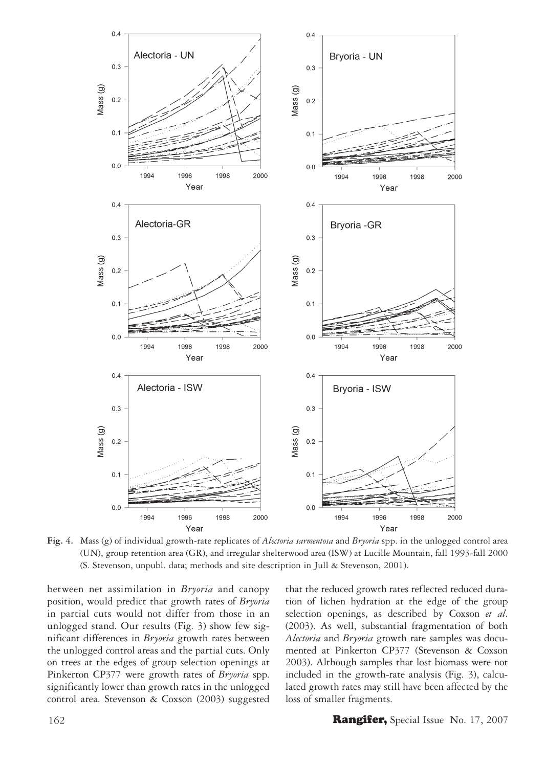**Fig. 4.** Mass (g) of individual growth-rate replicates of *Alectoria sarmentosa* and *Bryoria* spp. in the unlogged control area (UN), group retention area (GR), and irregular shelterwood area (ISW) at Lucille Mountain, fall 1993-fall 2000 (S. Stevenson, unpubl. data; methods and site description in Jull & Stevenson, 2001).

between net assimilation in *Bryoria* and canopy position, would predict that growth rates of *Bryoria* in partial cuts would not differ from those in an unlogged stand. Our results (Fig. 3) show few significant differences in *Bryoria* growth rates between the unlogged control areas and the partial cuts. Only on trees at the edges of group selection openings at Pinkerton CP377 were growth rates of *Bryoria* spp. significantly lower than growth rates in the unlogged control area. Stevenson & Coxson (2003) suggested that the reduced growth rates reflected reduced duration of lichen hydration at the edge of the group selection openings, as described by Coxson *et al.* (2003). As well, substantial fragmentation of both *Alectoria* and *Bryoria* growth rate samples was documented at Pinkerton CP377 (Stevenson & Coxson 2003). Although samples that lost biomass were not included in the growth-rate analysis (Fig. 3), calculated growth rates may still have been affected by the loss of smaller fragments.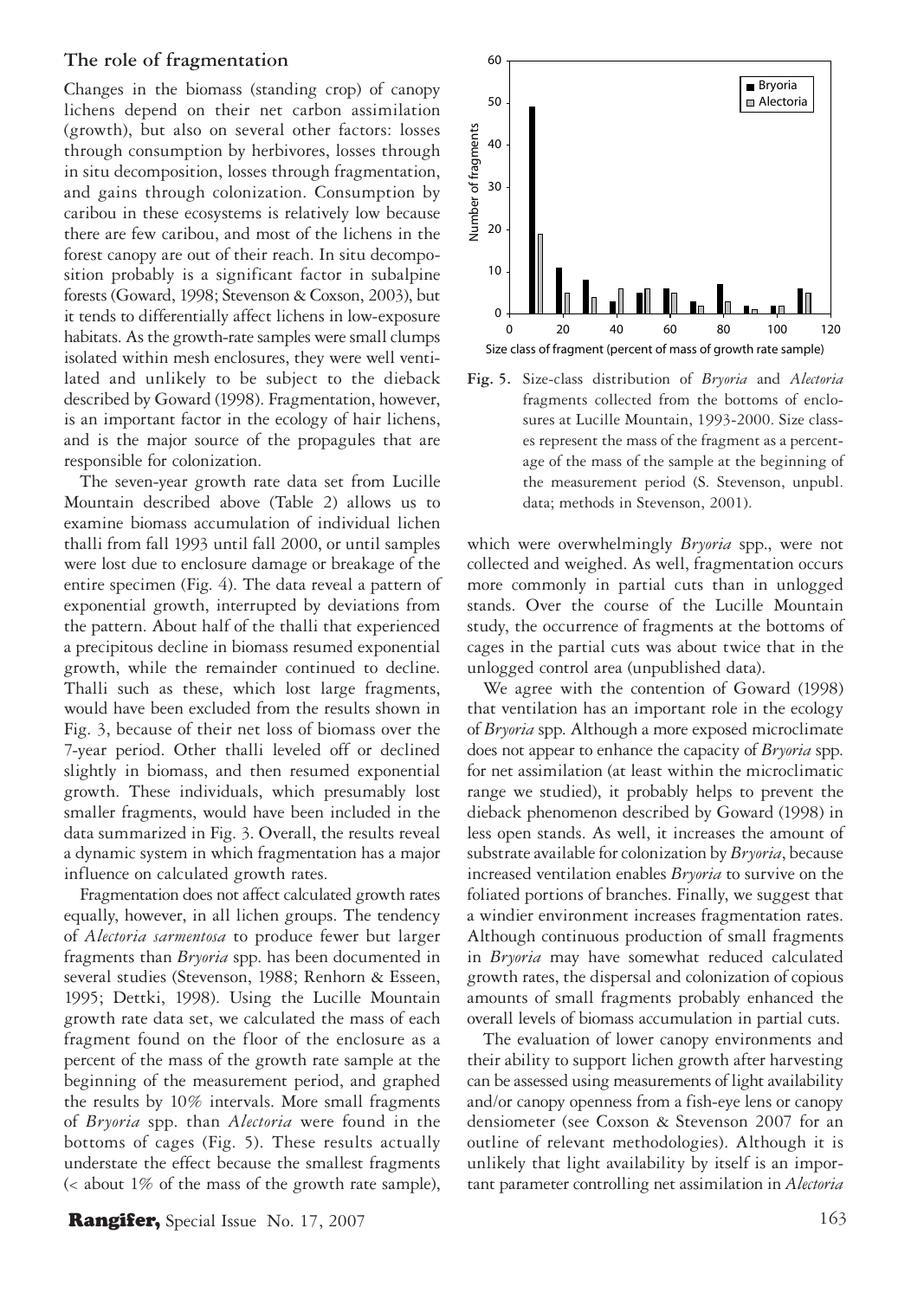## The role of fragmentation

Changes in the biomass (standing crop) of canopy lichens depend on their net carbon assimilation (growth), but also on several other factors: losses through consumption by herbivores, losses through in situ decomposition, losses through fragmentation, and gains through colonization. Consumption by caribou in these ecosystems is relatively low because there are few caribou, and most of the lichens in the forest canopy are out of their reach. In situ decomposition probably is a significant factor in subalpine forests (Goward, 1998; Stevenson & Coxson, 2003), but it tends to differentially affect lichens in low-exposure habitats. As the growth-rate samples were small clumps isolated within mesh enclosures, they were well ventilated and unlikely to be subject to the dieback described by Goward (1998). Fragmentation, however, is an important factor in the ecology of hair lichens, and is the major source of the propagules that are responsible for colonization.

The seven-year growth rate data set from Lucille Mountain described above (Table 2) allows us to examine biomass accumulation of individual lichen thalli from fall 1993 until fall 2000, or until samples were lost due to enclosure damage or breakage of the entire specimen (Fig. 4). The data reveal a pattern of exponential growth, interrupted by deviations from the pattern. About half of the thalli that experienced a precipitous decline in biomass resumed exponential growth, while the remainder continued to decline. Thalli such as these, which lost large fragments, would have been excluded from the results shown in Fig. 3, because of their net loss of biomass over the 7-year period. Other thalli leveled off or declined slightly in biomass, and then resumed exponential growth. These individuals, which presumably lost smaller fragments, would have been included in the data summarized in Fig. 3. Overall, the results reveal a dynamic system in which fragmentation has a major influence on calculated growth rates.

Fragmentation does not affect calculated growth rates equally, however, in all lichen groups. The tendency of *Alectoria sarmentosa* to produce fewer but larger fragments than *Bryoria* spp. has been documented in several studies (Stevenson, 1988; Renhorn & Esseen, 1995; Dettki, 1998). Using the Lucille Mountain growth rate data set, we calculated the mass of each fragment found on the floor of the enclosure as a percent of the mass of the growth rate sample at the beginning of the measurement period, and graphed the results by 10% intervals. More small fragments of *Bryoria* spp. than *Alectoria* were found in the bottoms of cages (Fig. 5). These results actually understate the effect because the smallest fragments (< about 1% of the mass of the growth rate sample), which were overwhelmingly *Bryoria* spp., were not collected and weighed. As well, fragmentation occurs more commonly in partial cuts than in unlogged stands. Over the course of the Lucille Mountain study, the occurrence of fragments at the bottoms of cages in the partial cuts was about twice that in the unlogged control area (unpublished data).

**Fig. 5.** Size-class distribution of *Bryoria* and *Alectoria* fragments collected from the bottoms of enclosures at Lucille Mountain, 1993-2000. Size classes represent the mass of the fragment as a percentage of the mass of the sample at the beginning of the measurement period (S. Stevenson, unpubl. data; methods in Stevenson, 2001).

We agree with the contention of Goward (1998) that ventilation has an important role in the ecology of *Bryoria* spp. Although a more exposed microclimate does not appear to enhance the capacity of *Bryoria* spp. for net assimilation (at least within the microclimatic range we studied), it probably helps to prevent the dieback phenomenon described by Goward (1998) in less open stands. As well, it increases the amount of substrate available for colonization by *Bryoria*, because increased ventilation enables *Bryoria* to survive on the foliated portions of branches. Finally, we suggest that a windier environment increases fragmentation rates. Although continuous production of small fragments in *Bryoria* may have somewhat reduced calculated growth rates, the dispersal and colonization of copious amounts of small fragments probably enhanced the overall levels of biomass accumulation in partial cuts.

The evaluation of lower canopy environments and their ability to support lichen growth after harvesting can be assessed using measurements of light availability and/or canopy openness from a fish-eye lens or canopy densiometer (see Coxson & Stevenson 2007 for an outline of relevant methodologies). Although it is unlikely that light availability by itself is an important parameter controlling net assimilation in *Alectoria*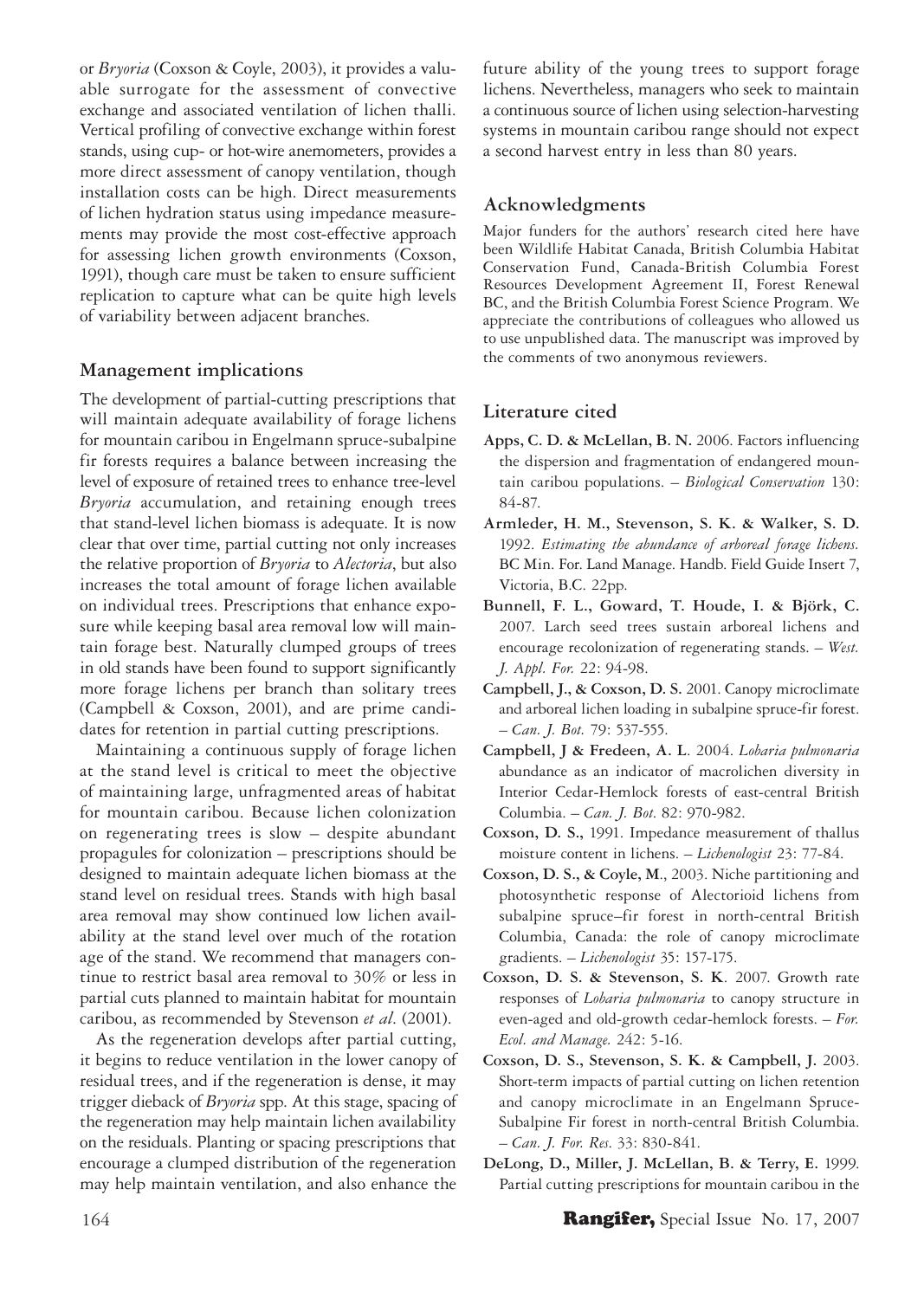or *Bryoria* (Coxson & Coyle, 2003), it provides a valuable surrogate for the assessment of convective exchange and associated ventilation of lichen thalli. Vertical profiling of convective exchange within forest stands, using cup- or hot-wire anemometers, provides a more direct assessment of canopy ventilation, though installation costs can be high. Direct measurements of lichen hydration status using impedance measurements may provide the most cost-effective approach for assessing lichen growth environments (Coxson, 1991), though care must be taken to ensure sufficient replication to capture what can be quite high levels of variability between adjacent branches.

## Management implications

The development of partial-cutting prescriptions that will maintain adequate availability of forage lichens for mountain caribou in Engelmann spruce-subalpine fir forests requires a balance between increasing the level of exposure of retained trees to enhance tree-level *Bryoria* accumulation, and retaining enough trees that stand-level lichen biomass is adequate. It is now clear that over time, partial cutting not only increases the relative proportion of *Bryoria* to *Alectoria*, but also increases the total amount of forage lichen available on individual trees. Prescriptions that enhance exposure while keeping basal area removal low will maintain forage best. Naturally clumped groups of trees in old stands have been found to support significantly more forage lichens per branch than solitary trees (Campbell & Coxson, 2001), and are prime candidates for retention in partial cutting prescriptions.

Maintaining a continuous supply of forage lichen at the stand level is critical to meet the objective of maintaining large, unfragmented areas of habitat for mountain caribou. Because lichen colonization on regenerating trees is slow – despite abundant propagules for colonization – prescriptions should be designed to maintain adequate lichen biomass at the stand level on residual trees. Stands with high basal area removal may show continued low lichen availability at the stand level over much of the rotation age of the stand. We recommend that managers continue to restrict basal area removal to 30% or less in partial cuts planned to maintain habitat for mountain caribou, as recommended by Stevenson *et al*. (2001).

As the regeneration develops after partial cutting, it begins to reduce ventilation in the lower canopy of residual trees, and if the regeneration is dense, it may trigger dieback of *Bryoria* spp. At this stage, spacing of the regeneration may help maintain lichen availability on the residuals. Planting or spacing prescriptions that encourage a clumped distribution of the regeneration may help maintain ventilation, and also enhance the future ability of the young trees to support forage lichens. Nevertheless, managers who seek to maintain a continuous source of lichen using selection-harvesting systems in mountain caribou range should not expect a second harvest entry in less than 80 years.

## Acknowledgments

Major funders for the authors' research cited here have been Wildlife Habitat Canada, British Columbia Habitat Conservation Fund, Canada-British Columbia Forest Resources Development Agreement II, Forest Renewal BC, and the British Columbia Forest Science Program. We appreciate the contributions of colleagues who allowed us to use unpublished data. The manuscript was improved by the comments of two anonymous reviewers.

## Literature cited

**Apps, C. D. & McLellan, B. N.** 2006. Factors influencing the dispersion and fragmentation of endangered mountain caribou populations. – *Biological Conservation* 130: 84-87.

**Armleder, H. M., Stevenson, S. K. & Walker, S. D.** 1992. *Estimating the abundance of arboreal forage lichens.* BC Min. For. Land Manage. Handb. Field Guide Insert 7, Victoria, B.C. 22pp.

**Bunnell, F. L., Goward, T. Houde, I. & Björk, C.** 2007. Larch seed trees sustain arboreal lichens and encourage recolonization of regenerating stands. – *West. J. Appl. For.* 22: 94-98.

**Campbell, J., & Coxson, D. S.** 2001. Canopy microclimate and arboreal lichen loading in subalpine spruce-fir forest. – *Can. J. Bot.* 79: 537-555.

**Campbell, J & Fredeen, A. L**. 2004. *Lobaria pulmonaria* abundance as an indicator of macrolichen diversity in Interior Cedar-Hemlock forests of east-central British Columbia. – *Can. J. Bot.* 82: 970-982.

**Coxson, D. S.,** 1991. Impedance measurement of thallus moisture content in lichens. – *Lichenologist* 23: 77-84.

**Coxson, D. S., & Coyle, M.,** 2003. Niche partitioning and photosynthetic response of Alectorioid lichens from subalpine spruce–fir forest in north-central British Columbia, Canada: the role of canopy microclimate gradients. – *Lichenologist* 35: 157-175.

**Coxson, D. S. & Stevenson, S. K**. 2007. Growth rate responses of *Lobaria pulmonaria* to canopy structure in even-aged and old-growth cedar-hemlock forests. – *For. Ecol. and Manage.* 242: 5-16.

**Coxson, D. S., Stevenson, S. K. & Campbell, J.** 2003. Short-term impacts of partial cutting on lichen retention and canopy microclimate in an Engelmann Spruce-Subalpine Fir forest in north-central British Columbia. – *Can. J. For. Res.* 33: 830-841.

**DeLong, D., Miller, J. McLellan, B. & Terry, E.** 1999. Partial cutting prescriptions for mountain caribou in the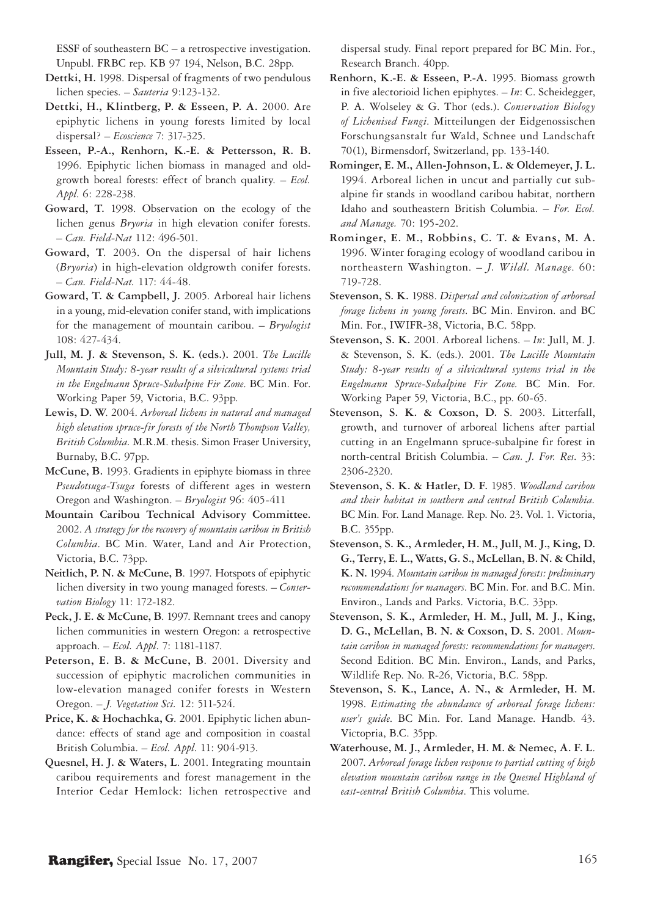ESSF of southeastern BC – a retrospective investigation. Unpubl. FRBC rep. KB 97 194, Nelson, B.C. 28pp.

**Dettki, H.** 1998. Dispersal of fragments of two pendulous lichen species. – *Sauteria* 9:123-132.

**Dettki, H., Klintberg, P. & Esseen, P. A.** 2000. Are epiphytic lichens in young forests limited by local dispersal? – *Ecoscience* 7: 317-325.

**Esseen, P.-A., Renhorn, K.-E. & Pettersson, R. B.** 1996. Epiphytic lichen biomass in managed and old-growth boreal forests: effect of branch quality. – *Ecol. Appl.* 6: 228-238.

**Goward, T.** 1998. Observation on the ecology of the lichen genus *Bryoria* in high elevation conifer forests. – *Can. Field-Nat* 112: 496-501.

**Goward, T**. 2003. On the dispersal of hair lichens (*Bryoria*) in high-elevation oldgrowth conifer forests. – *Can. Field-Nat.* 117: 44-48.

**Goward, T. & Campbell, J.** 2005. Arboreal hair lichens in a young, mid-elevation conifer stand, with implications for the management of mountain caribou. – *Bryologist* 108: 427-434.

**Jull, M. J. & Stevenson, S. K. (eds.).** 2001. *The Lucille Mountain Study: 8-year results of a silvicultural systems trial in the Engelmann Spruce-Subalpine Fir Zone*. BC Min. For. Working Paper 59, Victoria, B.C. 93pp.

**Lewis, D. W**. 2004. *Arboreal lichens in natural and managed high elevation spruce-fir forests of the North Thompson Valley, British Columbia.* M.R.M. thesis. Simon Fraser University, Burnaby, B.C. 97pp.

**McCune, B.** 1993. Gradients in epiphyte biomass in three *Pseudotsuga-Tsuga* forests of different ages in western Oregon and Washington. – *Bryologist* 96: 405-411

**Mountain Caribou Technical Advisory Committee.** 2002. *A strategy for the recovery of mountain caribou in British Columbia*. BC Min. Water, Land and Air Protection, Victoria, B.C. 73pp.

**Neitlich, P. N. & McCune, B**. 1997. Hotspots of epiphytic lichen diversity in two young managed forests. – *Conservation Biology* 11: 172-182.

**Peck, J. E. & McCune, B**. 1997. Remnant trees and canopy lichen communities in western Oregon: a retrospective approach. – *Ecol. Appl*. 7: 1181-1187.

**Peterson, E. B. & McCune, B**. 2001. Diversity and succession of epiphytic macrolichen communities in low-elevation managed conifer forests in Western Oregon. – *J. Vegetation Sci.* 12: 511-524.

**Price, K. & Hochachka, G**. 2001. Epiphytic lichen abundance: effects of stand age and composition in coastal British Columbia. – *Ecol. Appl*. 11: 904-913.

**Quesnel, H. J. & Waters, L**. 2001. Integrating mountain caribou requirements and forest management in the Interior Cedar Hemlock: lichen retrospective and dispersal study. Final report prepared for BC Min. For., Research Branch. 40pp.

**Renhorn, K.-E. & Esseen, P.-A.** 1995. Biomass growth in five alectorioid lichen epiphytes. – *In*: C. Scheidegger, P. A. Wolseley & G. Thor (eds.). *Conservation Biology of Lichenised Fungi*. Mitteilungen der Eidgenossischen Forschungsanstalt fur Wald, Schnee und Landschaft 70(1), Birmensdorf, Switzerland, pp. 133-140.

**Rominger, E. M., Allen-Johnson, L. & Oldemeyer, J. L.** 1994. Arboreal lichen in uncut and partially cut subalpine fir stands in woodland caribou habitat, northern Idaho and southeastern British Columbia. – *For. Ecol. and Manage.* 70: 195-202.

**Rominger, E. M., Robbins, C. T. & Evans, M. A.** 1996. Winter foraging ecology of woodland caribou in northeastern Washington. – *J. Wildl. Manage*. 60: 719-728.

**Stevenson, S. K.** 1988. *Dispersal and colonization of arboreal forage lichens in young forests.* BC Min. Environ. and BC Min. For., IWIFR-38, Victoria, B.C. 58pp.

**Stevenson, S. K.** 2001. Arboreal lichens. – *In*: Jull, M. J. & Stevenson, S. K. (eds.). 2001. *The Lucille Mountain Study: 8-year results of a silvicultural systems trial in the Engelmann Spruce-Subalpine Fir Zone.* BC Min. For. Working Paper 59, Victoria, B.C., pp. 60-65.

**Stevenson, S. K. & Coxson, D. S**. 2003. Litterfall, growth, and turnover of arboreal lichens after partial cutting in an Engelmann spruce-subalpine fir forest in north-central British Columbia. – *Can. J. For. Res*. 33: 2306-2320.

**Stevenson, S. K. & Hatler, D. F.** 1985. *Woodland caribou and their habitat in southern and central British Columbia.* BC Min. For. Land Manage. Rep. No. 23. Vol. 1. Victoria, B.C. 355pp.

**Stevenson, S. K., Armleder, H. M., Jull, M. J., King, D. G., Terry, E. L., Watts, G. S., McLellan, B. N. & Child, K. N.** 1994. *Mountain caribou in managed forests: preliminary recommendations for managers*. BC Min. For. and B.C. Min. Environ., Lands and Parks. Victoria, B.C. 33pp.

**Stevenson, S. K., Armleder, H. M., Jull, M. J., King, D. G., McLellan, B. N. & Coxson, D. S.** 2001. *Mountain caribou in managed forests: recommendations for managers*. Second Edition. BC Min. Environ., Lands, and Parks, Wildlife Rep. No. R-26, Victoria, B.C. 58pp.

**Stevenson, S. K., Lance, A. N., & Armleder, H. M.** 1998. *Estimating the abundance of arboreal forage lichens: user's guide*. BC Min. For. Land Manage. Handb. 43. Victopria, B.C. 35pp.

**Waterhouse, M. J., Armleder, H. M. & Nemec, A. F. L**. 2007. *Arboreal forage lichen response to partial cutting of high elevation mountain caribou range in the Quesnel Highland of east-central British Columbia*. This volume.